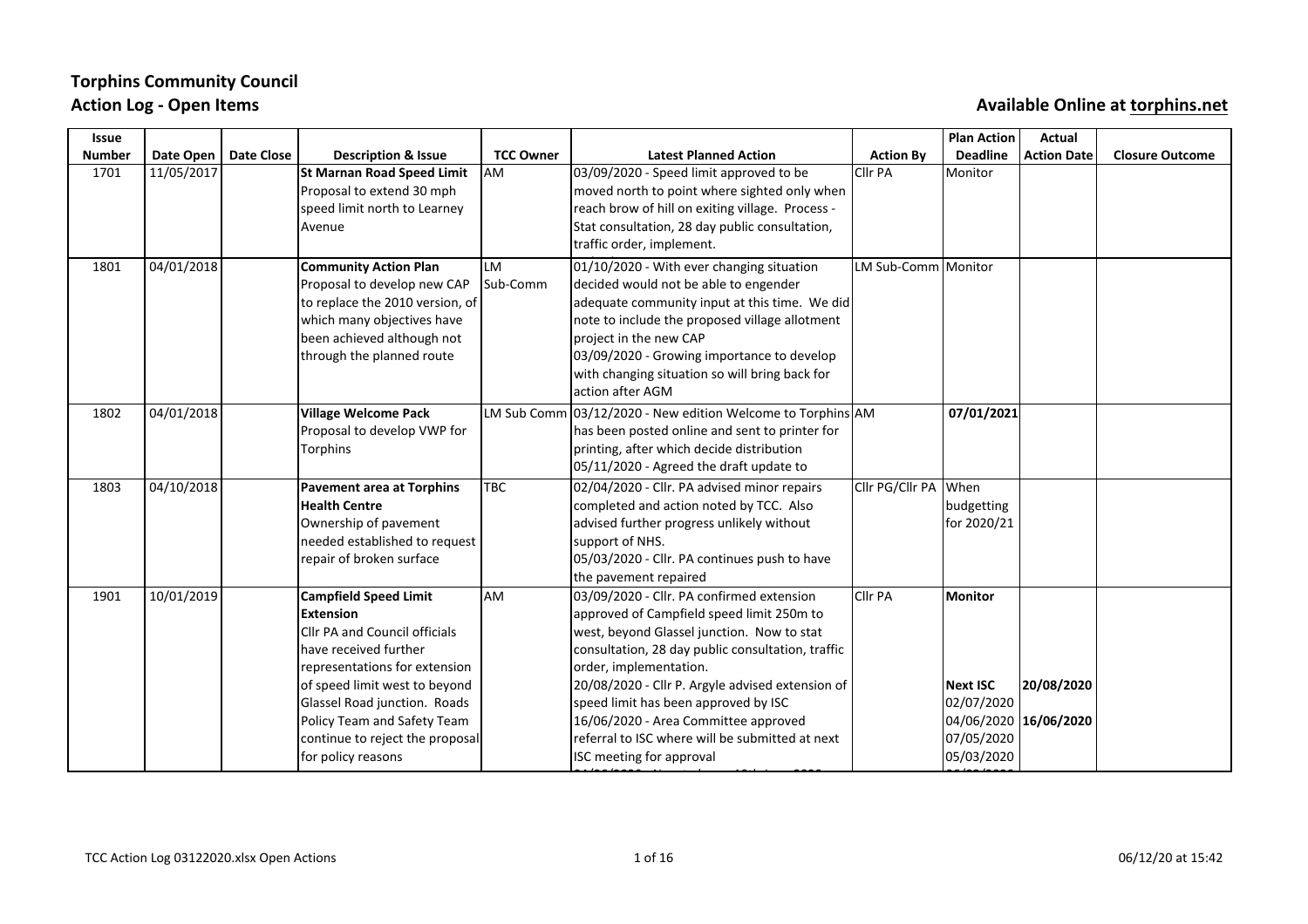# Torphins Community Council

## Action Log - Open Items

**Available Online at torphins.net**

| Issue Number | Date Open | Date Close | Description & Issue | TCC Owner | Latest Planned Action | Action By | Plan Action Deadline | Actual Action Date | Closure Outcome |
|---|---|---|---|---|---|---|---|---|---|
| 1701 | 11/05/2017 | | **St Marnan Road Speed Limit** Proposal to extend 30 mph speed limit north to Learney Avenue | AM | 03/09/2020 - Speed limit approved to be moved north to point where sighted only when reach brow of hill on exiting village. Process - Stat consultation, 28 day public consultation, traffic order, implement. | Cllr PA | Monitor | | |
| 1801 | 04/01/2018 | | **Community Action Plan** Proposal to develop new CAP to replace the 2010 version, of which many objectives have been achieved although not through the planned route | LM Sub-Comm | 01/10/2020 - With ever changing situation decided would not be able to engender adequate community input at this time. We did note to include the proposed village allotment project in the new CAP<br>03/09/2020 - Growing importance to develop with changing situation so will bring back for action after AGM | LM Sub-Comm | Monitor | | |
| 1802 | 04/01/2018 | | **Village Welcome Pack** Proposal to develop VWP for Torphins | LM Sub Comm | 03/12/2020 - New edition Welcome to Torphins has been posted online and sent to printer for printing, after which decide distribution<br>05/11/2020 - Agreed the draft update to | AM | **07/01/2021** | | |
| 1803 | 04/10/2018 | | **Pavement area at Torphins Health Centre** Ownership of pavement needed established to request repair of broken surface | TBC | 02/04/2020 - Cllr. PA advised minor repairs completed and action noted by TCC. Also advised further progress unlikely without support of NHS.<br>05/03/2020 - Cllr. PA continues push to have the pavement repaired | Cllr PG/Cllr PA | When budgetting for 2020/21 | | |
| 1901 | 10/01/2019 | | **Campfield Speed Limit Extension** Cllr PA and Council officials have received further representations for extension of speed limit west to beyond Glassel Road junction. Roads Policy Team and Safety Team continue to reject the proposal for policy reasons | AM | 03/09/2020 - Cllr. PA confirmed extension approved of Campfield speed limit 250m to west, beyond Glassel junction. Now to stat consultation, 28 day public consultation, traffic order, implementation.<br>20/08/2020 - Cllr P. Argyle advised extension of speed limit has been approved by ISC<br>16/06/2020 - Area Committee approved referral to ISC where will be submitted at next ISC meeting for approval | Cllr PA | **Monitor**<br><br>**Next ISC**<br>02/07/2020<br>04/06/2020<br>07/05/2020<br>05/03/2020 | <br><br><br>**20/08/2020**<br><br>**16/06/2020** | |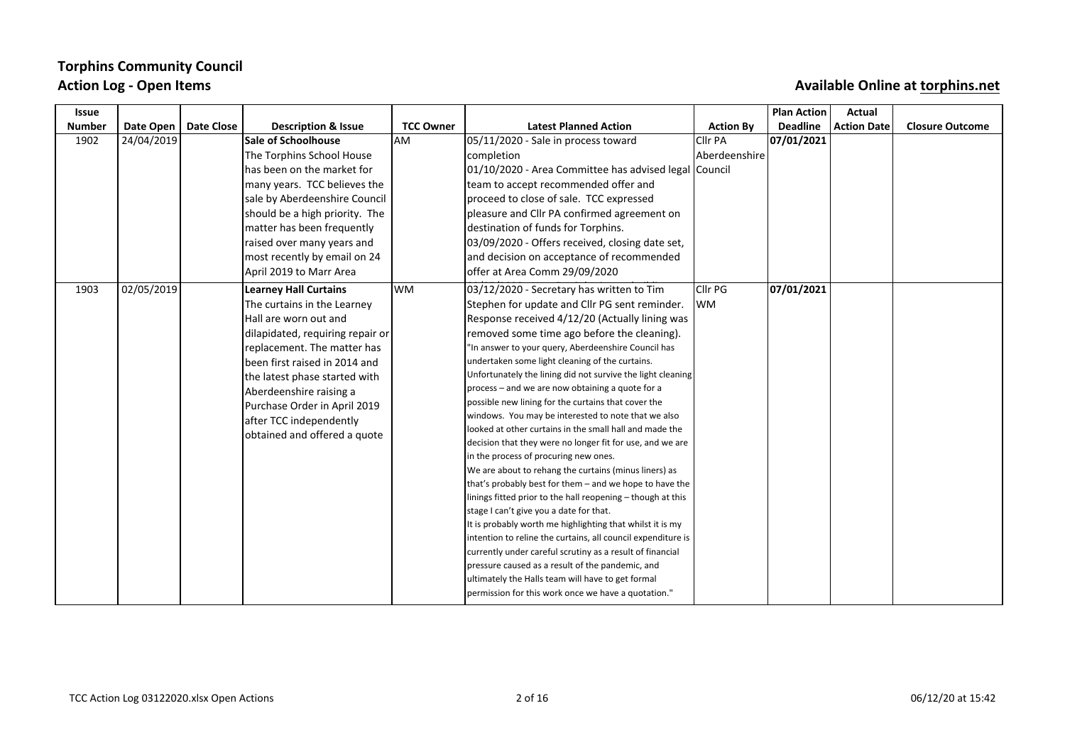# Torphins Community Council

## Action Log - Open Items

**Available Online at torphins.net**

| Issue Number | Date Open | Date Close | Description & Issue | TCC Owner | Latest Planned Action | Action By | Plan Action Deadline | Actual Action Date | Closure Outcome |
|---|---|---|---|---|---|---|---|---|---|
| 1902 | 24/04/2019 | | **Sale of Schoolhouse**<br>The Torphins School House has been on the market for many years. TCC believes the sale by Aberdeenshire Council should be a high priority. The matter has been frequently raised over many years and most recently by email on 24 April 2019 to Marr Area | AM | 05/11/2020 - Sale in process toward completion<br>01/10/2020 - Area Committee has advised legal team to accept recommended offer and proceed to close of sale. TCC expressed pleasure and Cllr PA confirmed agreement on destination of funds for Torphins.<br>03/09/2020 - Offers received, closing date set, and decision on acceptance of recommended offer at Area Comm 29/09/2020 | Cllr PA Aberdeenshire Council | **07/01/2021** | | |
| 1903 | 02/05/2019 | | **Learney Hall Curtains**<br>The curtains in the Learney Hall are worn out and dilapidated, requiring repair or replacement. The matter has been first raised in 2014 and the latest phase started with Aberdeenshire raising a Purchase Order in April 2019 after TCC independently obtained and offered a quote | WM | 03/12/2020 - Secretary has written to Tim Stephen for update and Cllr PG sent reminder. Response received 4/12/20 (Actually lining was removed some time ago before the cleaning).<br>"In answer to your query, Aberdeenshire Council has undertaken some light cleaning of the curtains. Unfortunately the lining did not survive the light cleaning process – and we are now obtaining a quote for a possible new lining for the curtains that cover the windows. You may be interested to note that we also looked at other curtains in the small hall and made the decision that they were no longer fit for use, and we are in the process of procuring new ones.<br>We are about to rehang the curtains (minus liners) as that's probably best for them – and we hope to have the linings fitted prior to the hall reopening – though at this stage I can't give you a date for that.<br>It is probably worth me highlighting that whilst it is my intention to reline the curtains, all council expenditure is currently under careful scrutiny as a result of financial pressure caused as a result of the pandemic, and ultimately the Halls team will have to get formal permission for this work once we have a quotation." | Cllr PG WM | **07/01/2021** | | |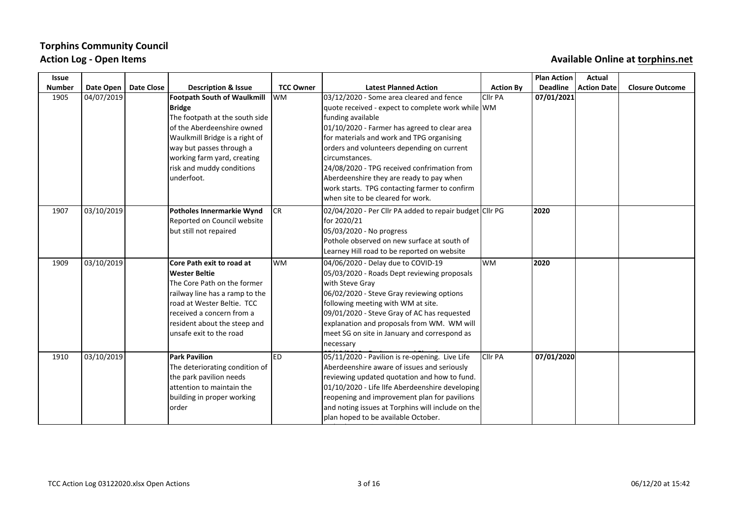# Torphins Community Council

## Action Log - Open Items

**Available Online at torphins.net**

| Issue Number | Date Open | Date Close | Description & Issue | TCC Owner | Latest Planned Action | Action By | Plan Action Deadline | Actual Action Date | Closure Outcome |
|---|---|---|---|---|---|---|---|---|---|
| 1905 | 04/07/2019 | | **Footpath South of Waulkmill Bridge** The footpath at the south side of the Aberdeenshire owned Waulkmill Bridge is a right of way but passes through a working farm yard, creating risk and muddy conditions underfoot. | WM | 03/12/2020 - Some area cleared and fence quote received - expect to complete work while funding available 01/10/2020 - Farmer has agreed to clear area for materials and work and TPG organising orders and volunteers depending on current circumstances. 24/08/2020 - TPG received confrimation from Aberdeenshire they are ready to pay when work starts. TPG contacting farmer to confirm when site to be cleared for work. | Cllr PA WM | 07/01/2021 | | |
| 1907 | 03/10/2019 | | **Potholes Innermarkie Wynd** Reported on Council website but still not repaired | CR | 02/04/2020 - Per Cllr PA added to repair budget for 2020/21 05/03/2020 - No progress Pothole observed on new surface at south of Learney Hill road to be reported on website | Cllr PG | 2020 | | |
| 1909 | 03/10/2019 | | **Core Path exit to road at Wester Beltie** The Core Path on the former railway line has a ramp to the road at Wester Beltie. TCC received a concern from a resident about the steep and unsafe exit to the road | WM | 04/06/2020 - Delay due to COVID-19 05/03/2020 - Roads Dept reviewing proposals with Steve Gray 06/02/2020 - Steve Gray reviewing options following meeting with WM at site. 09/01/2020 - Steve Gray of AC has requested explanation and proposals from WM. WM will meet SG on site in January and correspond as necessary | WM | 2020 | | |
| 1910 | 03/10/2019 | | **Park Pavilion** The deteriorating condition of the park pavilion needs attention to maintain the building in proper working order | ED | 05/11/2020 - Pavilion is re-opening. Live Life Aberdeenshire aware of issues and seriously reviewing updated quotation and how to fund. 01/10/2020 - Life llfe Aberdeenshire developing reopening and improvement plan for pavilions and noting issues at Torphins will include on the plan hoped to be available October. | Cllr PA | 07/01/2020 | | |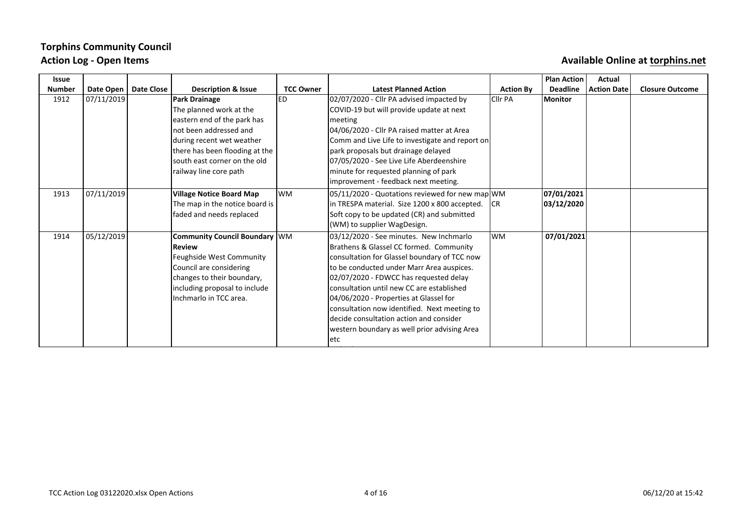# Torphins Community Council

## Action Log - Open Items

**Available Online at torphins.net**

| Issue Number | Date Open | Date Close | Description & Issue | TCC Owner | Latest Planned Action | Action By | Plan Action Deadline | Actual Action Date | Closure Outcome |
|---|---|---|---|---|---|---|---|---|---|
| 1912 | 07/11/2019 | | **Park Drainage** The planned work at the eastern end of the park has not been addressed and during recent wet weather there has been flooding at the south east corner on the old railway line core path | ED | 02/07/2020 - Cllr PA advised impacted by COVID-19 but will provide update at next meeting 04/06/2020 - Cllr PA raised matter at Area Comm and Live Life to investigate and report on park proposals but drainage delayed 07/05/2020 - See Live Life Aberdeenshire minute for requested planning of park improvement - feedback next meeting. | Cllr PA | **Monitor** | | |
| 1913 | 07/11/2019 | | **Village Notice Board Map** The map in the notice board is faded and needs replaced | WM | 05/11/2020 - Quotations reviewed for new map in TRESPA material. Size 1200 x 800 accepted. Soft copy to be updated (CR) and submitted (WM) to supplier WagDesign. | WM CR | **07/01/2021 03/12/2020** | | |
| 1914 | 05/12/2019 | | **Community Council Boundary Review** Feughside West Community Council are considering changes to their boundary, including proposal to include Inchmarlo in TCC area. | WM | 03/12/2020 - See minutes. New Inchmarlo Brathens & Glassel CC formed. Community consultation for Glassel boundary of TCC now to be conducted under Marr Area auspices. 02/07/2020 - FDWCC has requested delay consultation until new CC are established 04/06/2020 - Properties at Glassel for consultation now identified. Next meeting to decide consultation action and consider western boundary as well prior advising Area etc | WM | **07/01/2021** | | |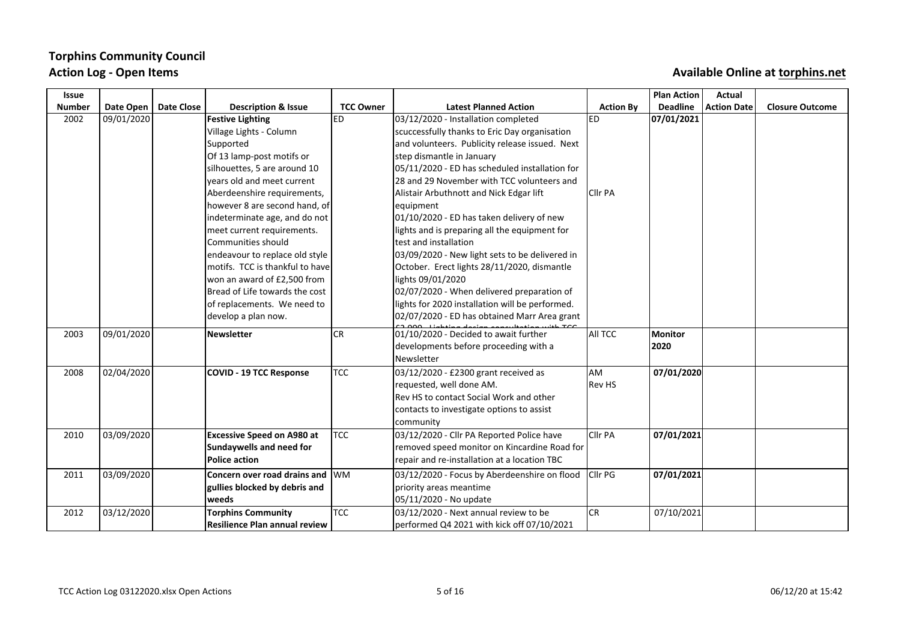# Torphins Community Council

## Action Log - Open Items

**Available Online at torphins.net**

| Issue Number | Date Open | Date Close | Description & Issue | TCC Owner | Latest Planned Action | Action By | Plan Action Deadline | Actual Action Date | Closure Outcome |
|---|---|---|---|---|---|---|---|---|---|
| 2002 | 09/01/2020 | | **Festive Lighting** Village Lights - Column Supported Of 13 lamp-post motifs or silhouettes, 5 are around 10 years old and meet current Aberdeenshire requirements, however 8 are second hand, of indeterminate age, and do not meet current requirements. Communities should endeavour to replace old style motifs. TCC is thankful to have won an award of £2,500 from Bread of Life towards the cost of replacements. We need to develop a plan now. | ED | 03/12/2020 - Installation completed scuccessfully thanks to Eric Day organisation and volunteers. Publicity release issued. Next step dismantle in January 05/11/2020 - ED has scheduled installation for 28 and 29 November with TCC volunteers and Alistair Arbuthnott and Nick Edgar lift equipment 01/10/2020 - ED has taken delivery of new lights and is preparing all the equipment for test and installation 03/09/2020 - New light sets to be delivered in October. Erect lights 28/11/2020, dismantle lights 09/01/2020 02/07/2020 - When delivered preparation of lights for 2020 installation will be performed. 02/07/2020 - ED has obtained Marr Area grant | ED Cllr PA | **07/01/2021** | | |
| 2003 | 09/01/2020 | | **Newsletter** | CR | 01/10/2020 - Decided to await further developments before proceeding with a Newsletter | All TCC | **Monitor 2020** | | |
| 2008 | 02/04/2020 | | **COVID - 19 TCC Response** | TCC | 03/12/2020 - £2300 grant received as requested, well done AM. Rev HS to contact Social Work and other contacts to investigate options to assist community | AM Rev HS | **07/01/2020** | | |
| 2010 | 03/09/2020 | | **Excessive Speed on A980 at Sundaywells and need for Police action** | TCC | 03/12/2020 - Cllr PA Reported Police have removed speed monitor on Kincardine Road for repair and re-installation at a location TBC | Cllr PA | **07/01/2021** | | |
| 2011 | 03/09/2020 | | **Concern over road drains and gullies blocked by debris and weeds** | WM | 03/12/2020 - Focus by Aberdeenshire on flood priority areas meantime 05/11/2020 - No update | Cllr PG | **07/01/2021** | | |
| 2012 | 03/12/2020 | | **Torphins Community Resilience Plan annual review** | TCC | 03/12/2020 - Next annual review to be performed Q4 2021 with kick off 07/10/2021 | CR | 07/10/2021 | | |

TCC Action Log 03122020.xlsx Open Actions

06/12/20 at 15:42